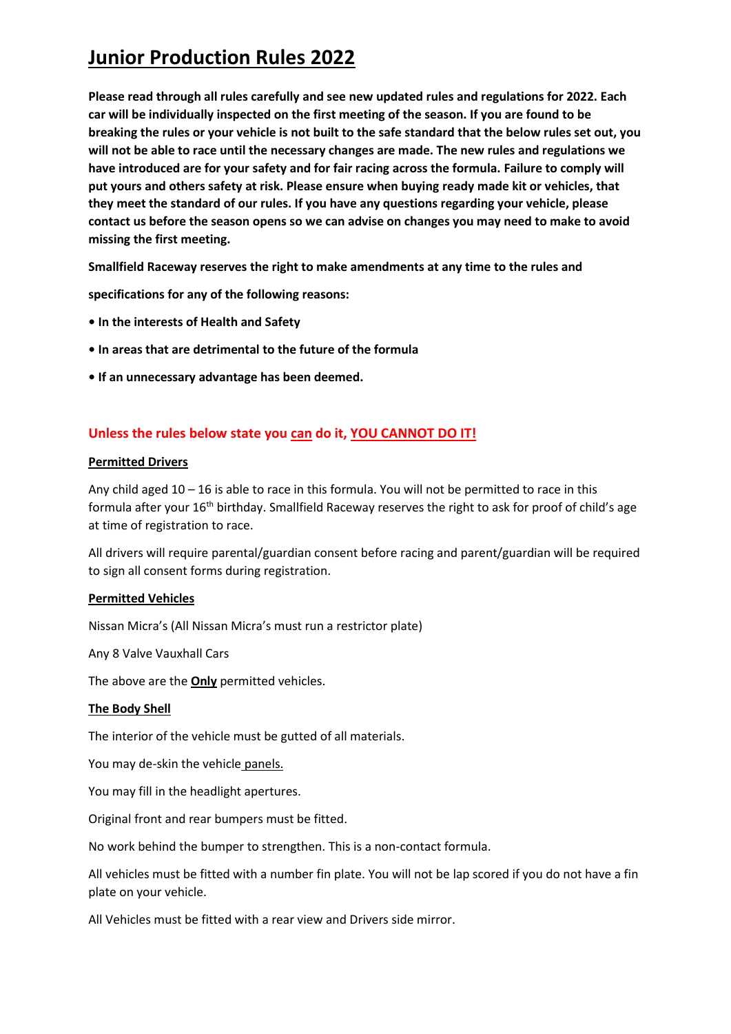# Junior Production Rules 2022

**Please read through all rules carefully and see new updated rules and regulations for 2022. Each car will be individually inspected on the first meeting of the season. If you are found to be breaking the rules or your vehicle is not built to the safe standard that the below rules set out, you will not be able to race until the necessary changes are made. The new rules and regulations we have introduced are for your safety and for fair racing across the formula. Failure to comply will put yours and others safety at risk. Please ensure when buying ready made kit or vehicles, that they meet the standard of our rules. If you have any questions regarding your vehicle, please contact us before the season opens so we can advise on changes you may need to make to avoid missing the first meeting.**

**Smallfield Raceway reserves the right to make amendments at any time to the rules and**

**specifications for any of the following reasons:**

- **In the interests of Health and Safety**
- **In areas that are detrimental to the future of the formula**
- **If an unnecessary advantage has been deemed.**

**Unless the rules below state you can do it, YOU CANNOT DO IT!**

**Permitted Drivers**

Any child aged 10 – 16 is able to race in this formula. You will not be permitted to race in this formula after your 16th birthday. Smallfield Raceway reserves the right to ask for proof of child's age at time of registration to race.

All drivers will require parental/guardian consent before racing and parent/guardian will be required to sign all consent forms during registration.

**Permitted Vehicles**

Nissan Micra's (All Nissan Micra's must run a restrictor plate)

Any 8 Valve Vauxhall Cars

The above are the **Only** permitted vehicles.

**The Body Shell**

The interior of the vehicle must be gutted of all materials.

You may de-skin the vehicle panels.

You may fill in the headlight apertures.

Original front and rear bumpers must be fitted.

No work behind the bumper to strengthen. This is a non-contact formula.

All vehicles must be fitted with a number fin plate. You will not be lap scored if you do not have a fin plate on your vehicle.

All Vehicles must be fitted with a rear view and Drivers side mirror.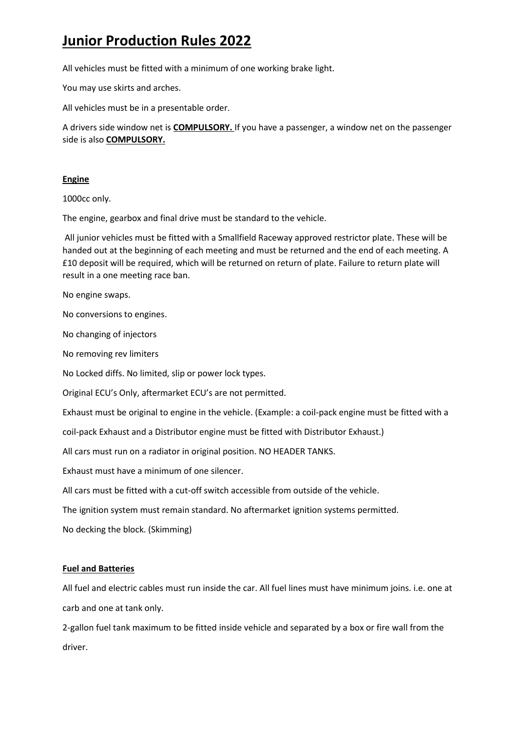# Junior Production Rules 2022

All vehicles must be fitted with a minimum of one working brake light.

You may use skirts and arches.

All vehicles must be in a presentable order.

A drivers side window net is **COMPULSORY.** If you have a passenger, a window net on the passenger side is also **COMPULSORY.**

## Engine

1000cc only.

The engine, gearbox and final drive must be standard to the vehicle.

All junior vehicles must be fitted with a Smallfield Raceway approved restrictor plate. These will be handed out at the beginning of each meeting and must be returned and the end of each meeting. A £10 deposit will be required, which will be returned on return of plate. Failure to return plate will result in a one meeting race ban.

No engine swaps.

No conversions to engines.

No changing of injectors

No removing rev limiters

No Locked diffs. No limited, slip or power lock types.

Original ECU's Only, aftermarket ECU's are not permitted.

Exhaust must be original to engine in the vehicle. (Example: a coil-pack engine must be fitted with a coil-pack Exhaust and a Distributor engine must be fitted with Distributor Exhaust.)

All cars must run on a radiator in original position. NO HEADER TANKS.

Exhaust must have a minimum of one silencer.

All cars must be fitted with a cut-off switch accessible from outside of the vehicle.

The ignition system must remain standard. No aftermarket ignition systems permitted.

No decking the block. (Skimming)

## Fuel and Batteries

All fuel and electric cables must run inside the car. All fuel lines must have minimum joins. i.e. one at carb and one at tank only.

2-gallon fuel tank maximum to be fitted inside vehicle and separated by a box or fire wall from the driver.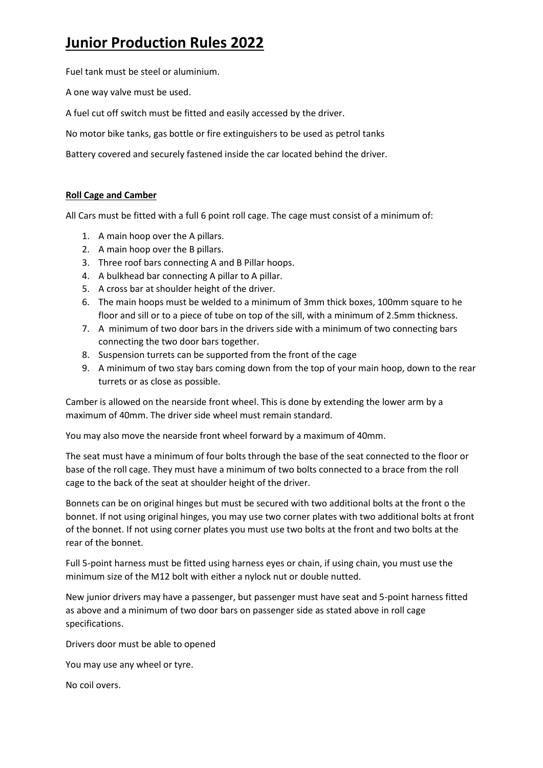# Junior Production Rules 2022

Fuel tank must be steel or aluminium.

A one way valve must be used.

A fuel cut off switch must be fitted and easily accessed by the driver.

No motor bike tanks, gas bottle or fire extinguishers to be used as petrol tanks

Battery covered and securely fastened inside the car located behind the driver.

**Roll Cage and Camber**

All Cars must be fitted with a full 6 point roll cage. The cage must consist of a minimum of:

1. A main hoop over the A pillars.
2. A main hoop over the B pillars.
3. Three roof bars connecting A and B Pillar hoops.
4. A bulkhead bar connecting A pillar to A pillar.
5. A cross bar at shoulder height of the driver.
6. The main hoops must be welded to a minimum of 3mm thick boxes, 100mm square to he floor and sill or to a piece of tube on top of the sill, with a minimum of 2.5mm thickness.
7. A minimum of two door bars in the drivers side with a minimum of two connecting bars connecting the two door bars together.
8. Suspension turrets can be supported from the front of the cage
9. A minimum of two stay bars coming down from the top of your main hoop, down to the rear turrets or as close as possible.

Camber is allowed on the nearside front wheel. This is done by extending the lower arm by a maximum of 40mm. The driver side wheel must remain standard.

You may also move the nearside front wheel forward by a maximum of 40mm.

The seat must have a minimum of four bolts through the base of the seat connected to the floor or base of the roll cage. They must have a minimum of two bolts connected to a brace from the roll cage to the back of the seat at shoulder height of the driver.

Bonnets can be on original hinges but must be secured with two additional bolts at the front o the bonnet. If not using original hinges, you may use two corner plates with two additional bolts at front of the bonnet. If not using corner plates you must use two bolts at the front and two bolts at the rear of the bonnet.

Full 5-point harness must be fitted using harness eyes or chain, if using chain, you must use the minimum size of the M12 bolt with either a nylock nut or double nutted.

New junior drivers may have a passenger, but passenger must have seat and 5-point harness fitted as above and a minimum of two door bars on passenger side as stated above in roll cage specifications.

Drivers door must be able to opened

You may use any wheel or tyre.

No coil overs.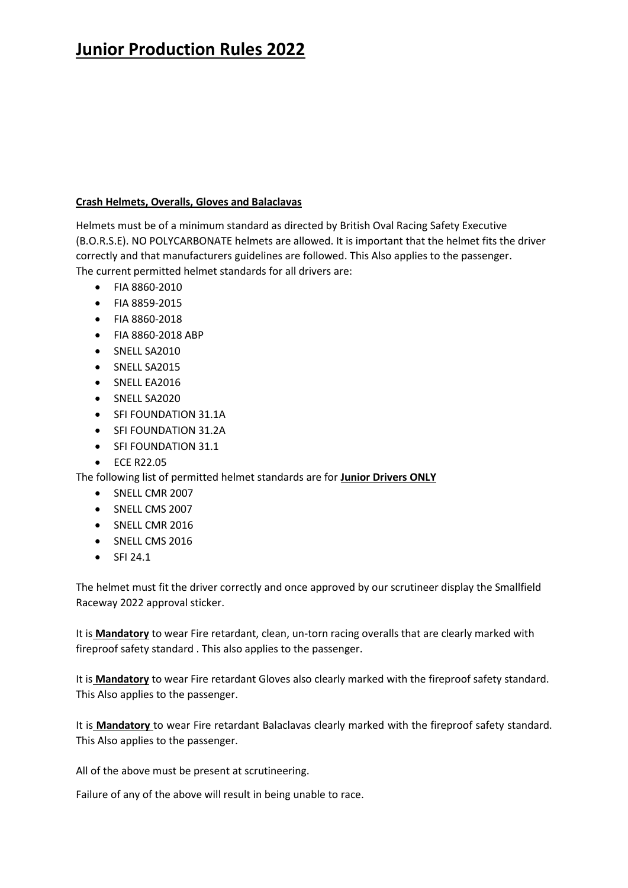# Junior Production Rules 2022

**Crash Helmets, Overalls, Gloves and Balaclavas**

Helmets must be of a minimum standard as directed by British Oval Racing Safety Executive (B.O.R.S.E). NO POLYCARBONATE helmets are allowed. It is important that the helmet fits the driver correctly and that manufacturers guidelines are followed. This Also applies to the passenger.
The current permitted helmet standards for all drivers are:

- FIA 8860-2010
- FIA 8859-2015
- FIA 8860-2018
- FIA 8860-2018 ABP
- SNELL SA2010
- SNELL SA2015
- SNELL EA2016
- SNELL SA2020
- SFI FOUNDATION 31.1A
- SFI FOUNDATION 31.2A
- SFI FOUNDATION 31.1
- ECE R22.05

The following list of permitted helmet standards are for **Junior Drivers ONLY**

- SNELL CMR 2007
- SNELL CMS 2007
- SNELL CMR 2016
- SNELL CMS 2016
- SFI 24.1

The helmet must fit the driver correctly and once approved by our scrutineer display the Smallfield Raceway 2022 approval sticker.

It is **Mandatory** to wear Fire retardant, clean, un-torn racing overalls that are clearly marked with fireproof safety standard . This also applies to the passenger.

It is **Mandatory** to wear Fire retardant Gloves also clearly marked with the fireproof safety standard. This Also applies to the passenger.

It is **Mandatory** to wear Fire retardant Balaclavas clearly marked with the fireproof safety standard. This Also applies to the passenger.

All of the above must be present at scrutineering.

Failure of any of the above will result in being unable to race.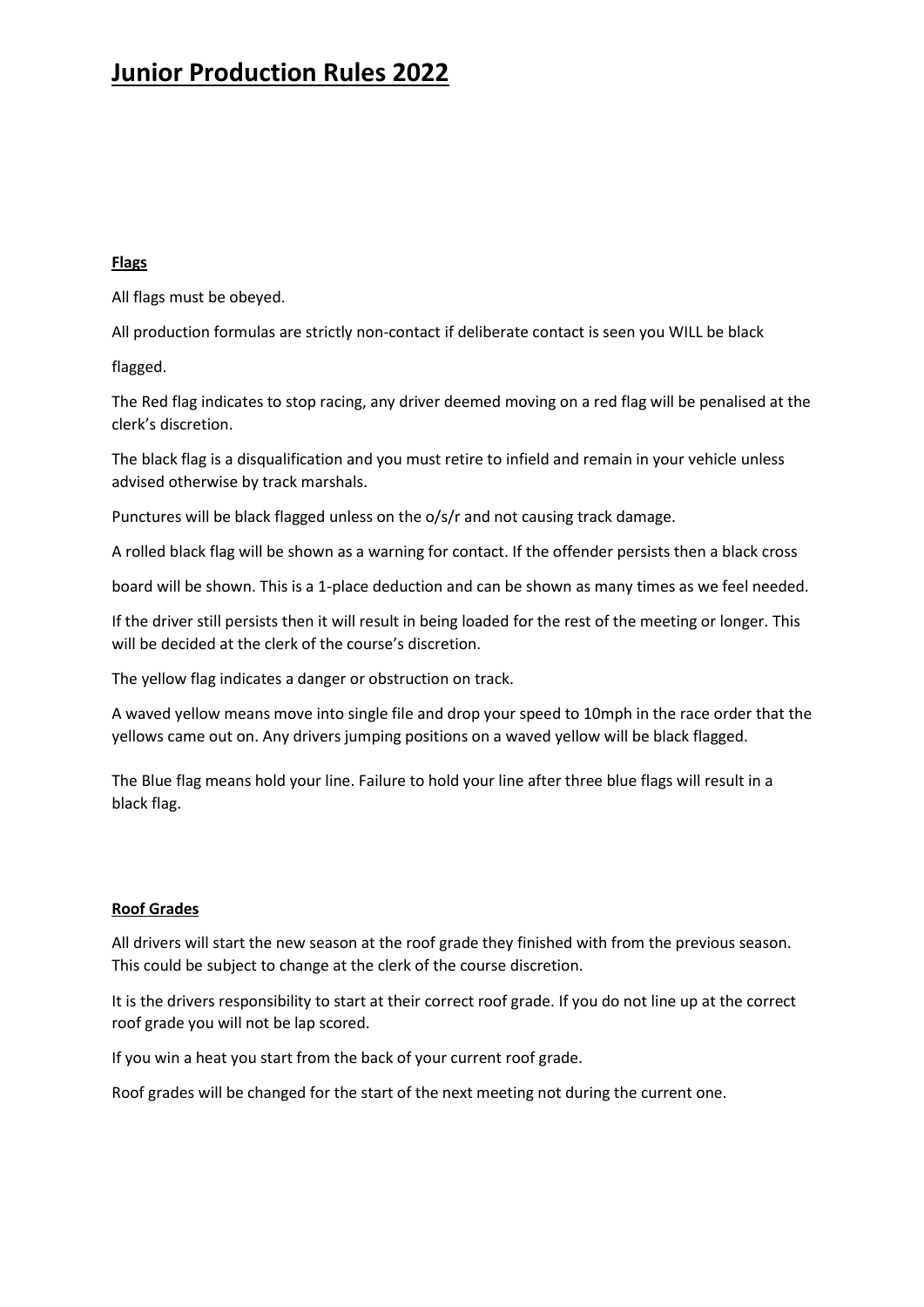# Junior Production Rules 2022

**Flags**

All flags must be obeyed.

All production formulas are strictly non-contact if deliberate contact is seen you WILL be black

flagged.

The Red flag indicates to stop racing, any driver deemed moving on a red flag will be penalised at the clerk's discretion.

The black flag is a disqualification and you must retire to infield and remain in your vehicle unless advised otherwise by track marshals.

Punctures will be black flagged unless on the o/s/r and not causing track damage.

A rolled black flag will be shown as a warning for contact. If the offender persists then a black cross

board will be shown. This is a 1-place deduction and can be shown as many times as we feel needed.

If the driver still persists then it will result in being loaded for the rest of the meeting or longer. This will be decided at the clerk of the course's discretion.

The yellow flag indicates a danger or obstruction on track.

A waved yellow means move into single file and drop your speed to 10mph in the race order that the yellows came out on. Any drivers jumping positions on a waved yellow will be black flagged.

The Blue flag means hold your line. Failure to hold your line after three blue flags will result in a black flag.

**Roof Grades**

All drivers will start the new season at the roof grade they finished with from the previous season. This could be subject to change at the clerk of the course discretion.

It is the drivers responsibility to start at their correct roof grade. If you do not line up at the correct roof grade you will not be lap scored.

If you win a heat you start from the back of your current roof grade.

Roof grades will be changed for the start of the next meeting not during the current one.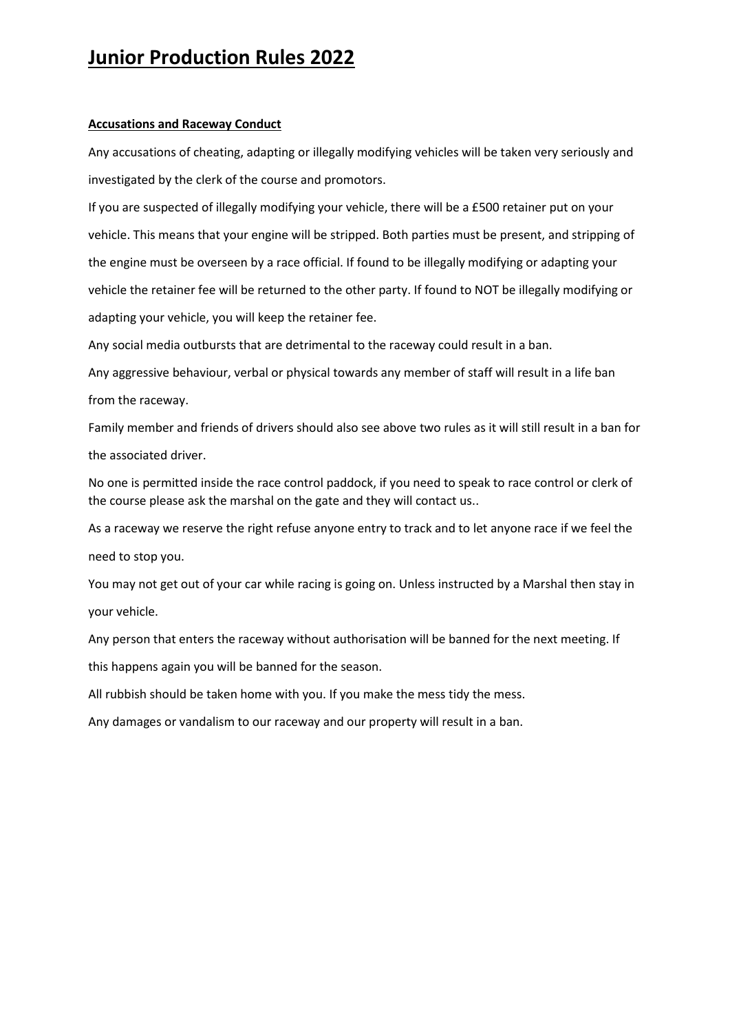# Junior Production Rules 2022

**Accusations and Raceway Conduct**

Any accusations of cheating, adapting or illegally modifying vehicles will be taken very seriously and investigated by the clerk of the course and promotors.

If you are suspected of illegally modifying your vehicle, there will be a £500 retainer put on your vehicle. This means that your engine will be stripped. Both parties must be present, and stripping of the engine must be overseen by a race official. If found to be illegally modifying or adapting your vehicle the retainer fee will be returned to the other party. If found to NOT be illegally modifying or adapting your vehicle, you will keep the retainer fee.

Any social media outbursts that are detrimental to the raceway could result in a ban.

Any aggressive behaviour, verbal or physical towards any member of staff will result in a life ban from the raceway.

Family member and friends of drivers should also see above two rules as it will still result in a ban for the associated driver.

No one is permitted inside the race control paddock, if you need to speak to race control or clerk of the course please ask the marshal on the gate and they will contact us..

As a raceway we reserve the right refuse anyone entry to track and to let anyone race if we feel the need to stop you.

You may not get out of your car while racing is going on. Unless instructed by a Marshal then stay in your vehicle.

Any person that enters the raceway without authorisation will be banned for the next meeting. If this happens again you will be banned for the season.

All rubbish should be taken home with you. If you make the mess tidy the mess.

Any damages or vandalism to our raceway and our property will result in a ban.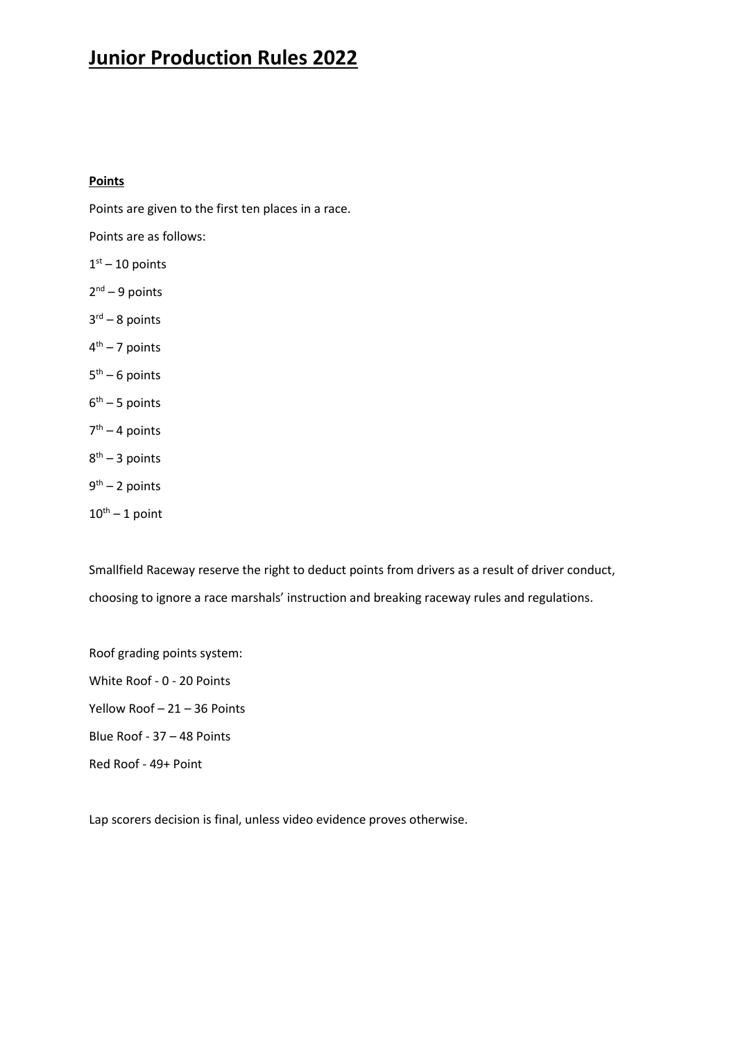# Junior Production Rules 2022

**Points**

Points are given to the first ten places in a race.

Points are as follows:

1st – 10 points

2nd – 9 points

3rd – 8 points

4th – 7 points

5th – 6 points

6th – 5 points

7th – 4 points

8th – 3 points

9th – 2 points

10th – 1 point

Smallfield Raceway reserve the right to deduct points from drivers as a result of driver conduct, choosing to ignore a race marshals' instruction and breaking raceway rules and regulations.

Roof grading points system:

White Roof - 0 - 20 Points

Yellow Roof – 21 – 36 Points

Blue Roof - 37 – 48 Points

Red Roof - 49+ Point

Lap scorers decision is final, unless video evidence proves otherwise.